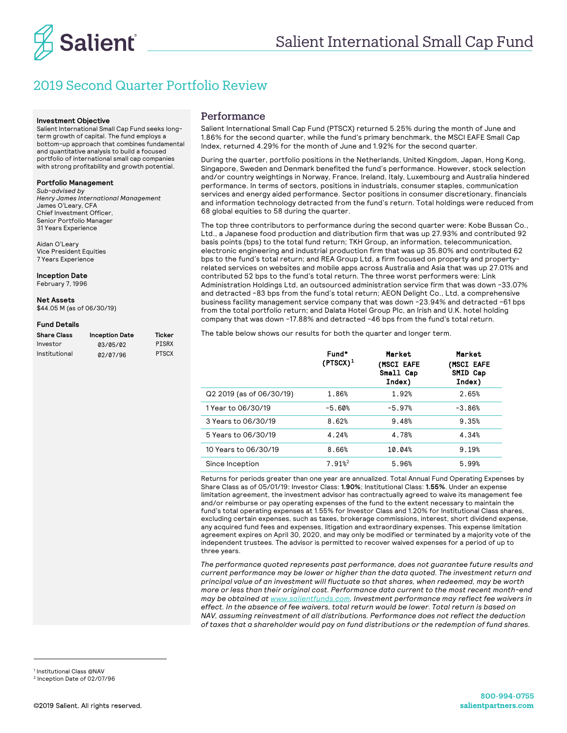# Salient International Small Cap Fund

## 2019 Second Quarter Portfolio Review

**Investment Objective**
Salient International Small Cap Fund seeks long-term growth of capital. The fund employs a bottom-up approach that combines fundamental and quantitative analysis to build a focused portfolio of international small cap companies with strong profitability and growth potential.

**Portfolio Management**
*Sub-advised by*
*Henry James International Management*
James O'Leary, CFA
Chief Investment Officer,
Senior Portfolio Manager
31 Years Experience

Aidan O'Leary
Vice President Equities
7 Years Experience

**Inception Date**
February 7, 1996

**Net Assets**
$44.05 M (as of 06/30/19)

**Fund Details**

| Share Class | Inception Date | Ticker |
|---|---|---|
| Investor | 03/05/02 | PISRX |
| Institutional | 02/07/96 | PTSCX |

### Performance

Salient International Small Cap Fund (PTSCX) returned 5.25% during the month of June and 1.86% for the second quarter, while the fund's primary benchmark, the MSCI EAFE Small Cap Index, returned 4.29% for the month of June and 1.92% for the second quarter.

During the quarter, portfolio positions in the Netherlands, United Kingdom, Japan, Hong Kong, Singapore, Sweden and Denmark benefited the fund's performance. However, stock selection and/or country weightings in Norway, France, Ireland, Italy, Luxembourg and Australia hindered performance. In terms of sectors, positions in industrials, consumer staples, communication services and energy aided performance. Sector positions in consumer discretionary, financials and information technology detracted from the fund's return. Total holdings were reduced from 68 global equities to 58 during the quarter.

The top three contributors to performance during the second quarter were: Kobe Bussan Co., Ltd., a Japanese food production and distribution firm that was up 27.93% and contributed 92 basis points (bps) to the total fund return; TKH Group, an information, telecommunication, electronic engineering and industrial production firm that was up 35.80% and contributed 62 bps to the fund's total return; and REA Group Ltd, a firm focused on property and property-related services on websites and mobile apps across Australia and Asia that was up 27.01% and contributed 52 bps to the fund's total return. The three worst performers were: Link Administration Holdings Ltd, an outsourced administration service firm that was down -33.07% and detracted -83 bps from the fund's total return; AEON Delight Co., Ltd, a comprehensive business facility management service company that was down -23.94% and detracted -61 bps from the total portfolio return; and Dalata Hotel Group Plc, an Irish and U.K. hotel holding company that was down -17.88% and detracted -46 bps from the fund's total return.

The table below shows our results for both the quarter and longer term.

| | Fund* (PTSCX)[1] | Market (MSCI EAFE Small Cap Index) | Market (MSCI EAFE SMID Cap Index) |
|---|---|---|---|
| Q2 2019 (as of 06/30/19) | 1.86% | 1.92% | 2.65% |
| 1 Year to 06/30/19 | -5.60% | -5.97% | -3.86% |
| 3 Years to 06/30/19 | 8.62% | 9.48% | 9.35% |
| 5 Years to 06/30/19 | 4.24% | 4.78% | 4.34% |
| 10 Years to 06/30/19 | 8.66% | 10.04% | 9.19% |
| Since Inception | 7.91%[2] | 5.96% | 5.99% |

Returns for periods greater than one year are annualized. Total Annual Fund Operating Expenses by Share Class as of 05/01/19: Investor Class: **1.90%**; Institutional Class: **1.55%**. Under an expense limitation agreement, the investment advisor has contractually agreed to waive its management fee and/or reimburse or pay operating expenses of the fund to the extent necessary to maintain the fund's total operating expenses at 1.55% for Investor Class and 1.20% for Institutional Class shares, excluding certain expenses, such as taxes, brokerage commissions, interest, short dividend expense, any acquired fund fees and expenses, litigation and extraordinary expenses. This expense limitation agreement expires on April 30, 2020, and may only be modified or terminated by a majority vote of the independent trustees. The advisor is permitted to recover waived expenses for a period of up to three years.

*The performance quoted represents past performance, does not guarantee future results and current performance may be lower or higher than the data quoted. The investment return and principal value of an investment will fluctuate so that shares, when redeemed, may be worth more or less than their original cost. Performance data current to the most recent month-end may be obtained at www.salientfunds.com. Investment performance may reflect fee waivers in effect. In the absence of fee waivers, total return would be lower. Total return is based on NAV, assuming reinvestment of all distributions. Performance does not reflect the deduction of taxes that a shareholder would pay on fund distributions or the redemption of fund shares.*

[1] Institutional Class @NAV
[2] Inception Date of 02/07/96

©2019 Salient. All rights reserved.

800-994-0755
salientpartners.com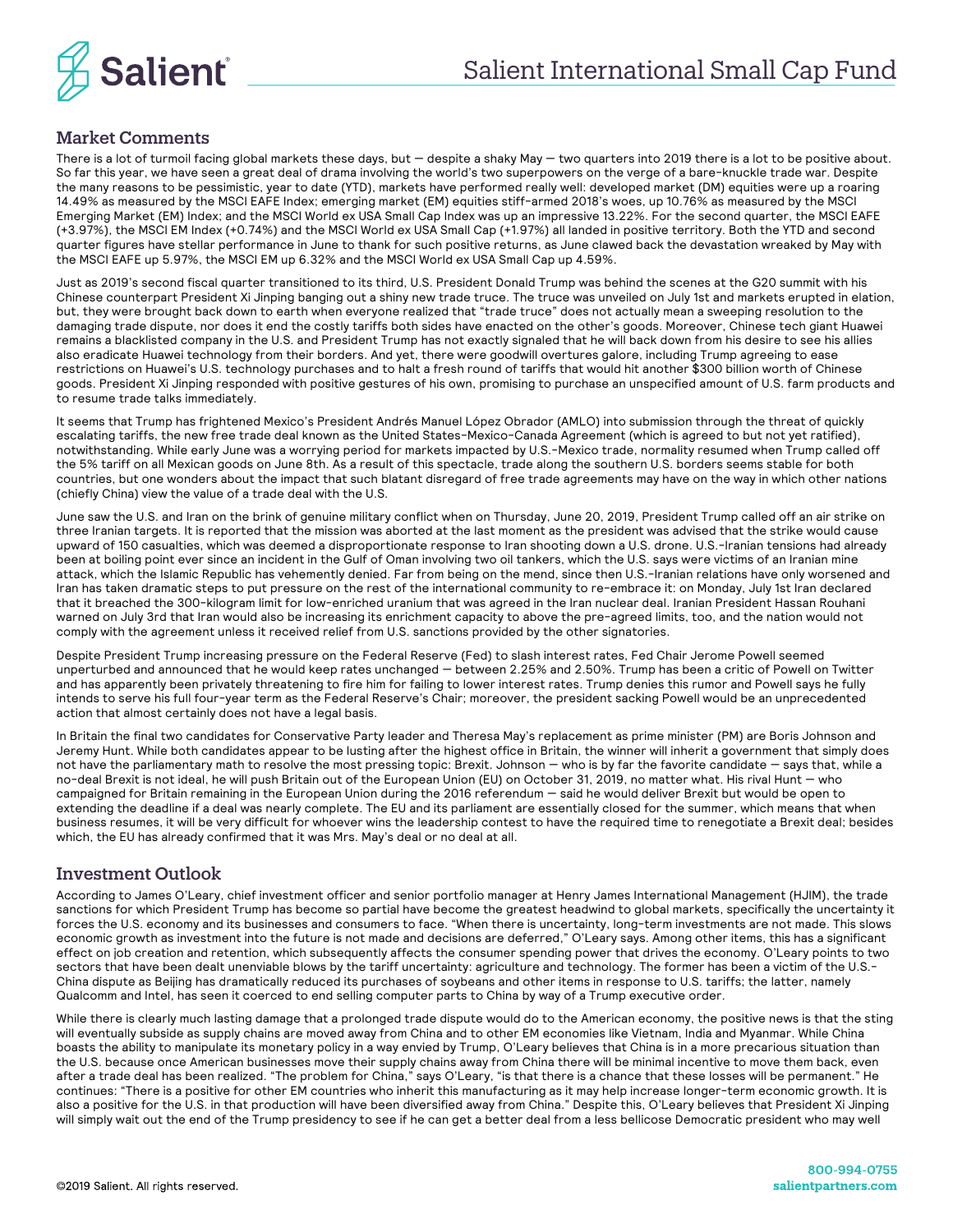## Market Comments

There is a lot of turmoil facing global markets these days, but — despite a shaky May — two quarters into 2019 there is a lot to be positive about. So far this year, we have seen a great deal of drama involving the world's two superpowers on the verge of a bare-knuckle trade war. Despite the many reasons to be pessimistic, year to date (YTD), markets have performed really well: developed market (DM) equities were up a roaring 14.49% as measured by the MSCI EAFE Index; emerging market (EM) equities stiff-armed 2018's woes, up 10.76% as measured by the MSCI Emerging Market (EM) Index; and the MSCI World ex USA Small Cap Index was up an impressive 13.22%. For the second quarter, the MSCI EAFE (+3.97%), the MSCI EM Index (+0.74%) and the MSCI World ex USA Small Cap (+1.97%) all landed in positive territory. Both the YTD and second quarter figures have stellar performance in June to thank for such positive returns, as June clawed back the devastation wreaked by May with the MSCI EAFE up 5.97%, the MSCI EM up 6.32% and the MSCI World ex USA Small Cap up 4.59%.

Just as 2019's second fiscal quarter transitioned to its third, U.S. President Donald Trump was behind the scenes at the G20 summit with his Chinese counterpart President Xi Jinping banging out a shiny new trade truce. The truce was unveiled on July 1st and markets erupted in elation, but, they were brought back down to earth when everyone realized that "trade truce" does not actually mean a sweeping resolution to the damaging trade dispute, nor does it end the costly tariffs both sides have enacted on the other's goods. Moreover, Chinese tech giant Huawei remains a blacklisted company in the U.S. and President Trump has not exactly signaled that he will back down from his desire to see his allies also eradicate Huawei technology from their borders. And yet, there were goodwill overtures galore, including Trump agreeing to ease restrictions on Huawei's U.S. technology purchases and to halt a fresh round of tariffs that would hit another $300 billion worth of Chinese goods. President Xi Jinping responded with positive gestures of his own, promising to purchase an unspecified amount of U.S. farm products and to resume trade talks immediately.

It seems that Trump has frightened Mexico's President Andrés Manuel López Obrador (AMLO) into submission through the threat of quickly escalating tariffs, the new free trade deal known as the United States-Mexico-Canada Agreement (which is agreed to but not yet ratified), notwithstanding. While early June was a worrying period for markets impacted by U.S.-Mexico trade, normality resumed when Trump called off the 5% tariff on all Mexican goods on June 8th. As a result of this spectacle, trade along the southern U.S. borders seems stable for both countries, but one wonders about the impact that such blatant disregard of free trade agreements may have on the way in which other nations (chiefly China) view the value of a trade deal with the U.S.

June saw the U.S. and Iran on the brink of genuine military conflict when on Thursday, June 20, 2019, President Trump called off an air strike on three Iranian targets. It is reported that the mission was aborted at the last moment as the president was advised that the strike would cause upward of 150 casualties, which was deemed a disproportionate response to Iran shooting down a U.S. drone. U.S.-Iranian tensions had already been at boiling point ever since an incident in the Gulf of Oman involving two oil tankers, which the U.S. says were victims of an Iranian mine attack, which the Islamic Republic has vehemently denied. Far from being on the mend, since then U.S.-Iranian relations have only worsened and Iran has taken dramatic steps to put pressure on the rest of the international community to re-embrace it: on Monday, July 1st Iran declared that it breached the 300-kilogram limit for low-enriched uranium that was agreed in the Iran nuclear deal. Iranian President Hassan Rouhani warned on July 3rd that Iran would also be increasing its enrichment capacity to above the pre-agreed limits, too, and the nation would not comply with the agreement unless it received relief from U.S. sanctions provided by the other signatories.

Despite President Trump increasing pressure on the Federal Reserve (Fed) to slash interest rates, Fed Chair Jerome Powell seemed unperturbed and announced that he would keep rates unchanged — between 2.25% and 2.50%. Trump has been a critic of Powell on Twitter and has apparently been privately threatening to fire him for failing to lower interest rates. Trump denies this rumor and Powell says he fully intends to serve his full four-year term as the Federal Reserve's Chair; moreover, the president sacking Powell would be an unprecedented action that almost certainly does not have a legal basis.

In Britain the final two candidates for Conservative Party leader and Theresa May's replacement as prime minister (PM) are Boris Johnson and Jeremy Hunt. While both candidates appear to be lusting after the highest office in Britain, the winner will inherit a government that simply does not have the parliamentary math to resolve the most pressing topic: Brexit. Johnson — who is by far the favorite candidate — says that, while a no-deal Brexit is not ideal, he will push Britain out of the European Union (EU) on October 31, 2019, no matter what. His rival Hunt — who campaigned for Britain remaining in the European Union during the 2016 referendum — said he would deliver Brexit but would be open to extending the deadline if a deal was nearly complete. The EU and its parliament are essentially closed for the summer, which means that when business resumes, it will be very difficult for whoever wins the leadership contest to have the required time to renegotiate a Brexit deal; besides which, the EU has already confirmed that it was Mrs. May's deal or no deal at all.

## Investment Outlook

According to James O'Leary, chief investment officer and senior portfolio manager at Henry James International Management (HJIM), the trade sanctions for which President Trump has become so partial have become the greatest headwind to global markets, specifically the uncertainty it forces the U.S. economy and its businesses and consumers to face. "When there is uncertainty, long-term investments are not made. This slows economic growth as investment into the future is not made and decisions are deferred," O'Leary says. Among other items, this has a significant effect on job creation and retention, which subsequently affects the consumer spending power that drives the economy. O'Leary points to two sectors that have been dealt unenviable blows by the tariff uncertainty: agriculture and technology. The former has been a victim of the U.S.-China dispute as Beijing has dramatically reduced its purchases of soybeans and other items in response to U.S. tariffs; the latter, namely Qualcomm and Intel, has seen it coerced to end selling computer parts to China by way of a Trump executive order.

While there is clearly much lasting damage that a prolonged trade dispute would do to the American economy, the positive news is that the sting will eventually subside as supply chains are moved away from China and to other EM economies like Vietnam, India and Myanmar. While China boasts the ability to manipulate its monetary policy in a way envied by Trump, O'Leary believes that China is in a more precarious situation than the U.S. because once American businesses move their supply chains away from China there will be minimal incentive to move them back, even after a trade deal has been realized. "The problem for China," says O'Leary, "is that there is a chance that these losses will be permanent." He continues: "There is a positive for other EM countries who inherit this manufacturing as it may help increase longer-term economic growth. It is also a positive for the U.S. in that production will have been diversified away from China." Despite this, O'Leary believes that President Xi Jinping will simply wait out the end of the Trump presidency to see if he can get a better deal from a less bellicose Democratic president who may well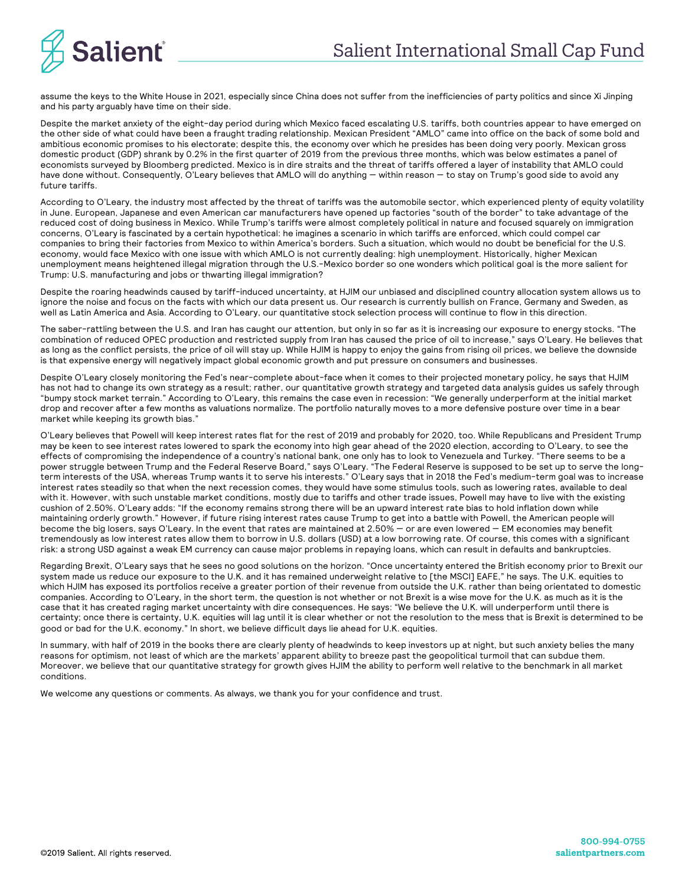assume the keys to the White House in 2021, especially since China does not suffer from the inefficiencies of party politics and since Xi Jinping and his party arguably have time on their side.

Despite the market anxiety of the eight-day period during which Mexico faced escalating U.S. tariffs, both countries appear to have emerged on the other side of what could have been a fraught trading relationship. Mexican President "AMLO" came into office on the back of some bold and ambitious economic promises to his electorate; despite this, the economy over which he presides has been doing very poorly. Mexican gross domestic product (GDP) shrank by 0.2% in the first quarter of 2019 from the previous three months, which was below estimates a panel of economists surveyed by Bloomberg predicted. Mexico is in dire straits and the threat of tariffs offered a layer of instability that AMLO could have done without. Consequently, O'Leary believes that AMLO will do anything — within reason — to stay on Trump's good side to avoid any future tariffs.

According to O'Leary, the industry most affected by the threat of tariffs was the automobile sector, which experienced plenty of equity volatility in June. European, Japanese and even American car manufacturers have opened up factories "south of the border" to take advantage of the reduced cost of doing business in Mexico. While Trump's tariffs were almost completely political in nature and focused squarely on immigration concerns, O'Leary is fascinated by a certain hypothetical: he imagines a scenario in which tariffs are enforced, which could compel car companies to bring their factories from Mexico to within America's borders. Such a situation, which would no doubt be beneficial for the U.S. economy, would face Mexico with one issue with which AMLO is not currently dealing: high unemployment. Historically, higher Mexican unemployment means heightened illegal migration through the U.S.-Mexico border so one wonders which political goal is the more salient for Trump: U.S. manufacturing and jobs or thwarting illegal immigration?

Despite the roaring headwinds caused by tariff-induced uncertainty, at HJIM our unbiased and disciplined country allocation system allows us to ignore the noise and focus on the facts with which our data present us. Our research is currently bullish on France, Germany and Sweden, as well as Latin America and Asia. According to O'Leary, our quantitative stock selection process will continue to flow in this direction.

The saber-rattling between the U.S. and Iran has caught our attention, but only in so far as it is increasing our exposure to energy stocks. "The combination of reduced OPEC production and restricted supply from Iran has caused the price of oil to increase," says O'Leary. He believes that as long as the conflict persists, the price of oil will stay up. While HJIM is happy to enjoy the gains from rising oil prices, we believe the downside is that expensive energy will negatively impact global economic growth and put pressure on consumers and businesses.

Despite O'Leary closely monitoring the Fed's near-complete about-face when it comes to their projected monetary policy, he says that HJIM has not had to change its own strategy as a result; rather, our quantitative growth strategy and targeted data analysis guides us safely through "bumpy stock market terrain." According to O'Leary, this remains the case even in recession: "We generally underperform at the initial market drop and recover after a few months as valuations normalize. The portfolio naturally moves to a more defensive posture over time in a bear market while keeping its growth bias."

O'Leary believes that Powell will keep interest rates flat for the rest of 2019 and probably for 2020, too. While Republicans and President Trump may be keen to see interest rates lowered to spark the economy into high gear ahead of the 2020 election, according to O'Leary, to see the effects of compromising the independence of a country's national bank, one only has to look to Venezuela and Turkey. "There seems to be a power struggle between Trump and the Federal Reserve Board," says O'Leary. "The Federal Reserve is supposed to be set up to serve the long-term interests of the USA, whereas Trump wants it to serve his interests." O'Leary says that in 2018 the Fed's medium-term goal was to increase interest rates steadily so that when the next recession comes, they would have some stimulus tools, such as lowering rates, available to deal with it. However, with such unstable market conditions, mostly due to tariffs and other trade issues, Powell may have to live with the existing cushion of 2.50%. O'Leary adds: "If the economy remains strong there will be an upward interest rate bias to hold inflation down while maintaining orderly growth." However, if future rising interest rates cause Trump to get into a battle with Powell, the American people will become the big losers, says O'Leary. In the event that rates are maintained at 2.50% — or are even lowered — EM economies may benefit tremendously as low interest rates allow them to borrow in U.S. dollars (USD) at a low borrowing rate. Of course, this comes with a significant risk: a strong USD against a weak EM currency can cause major problems in repaying loans, which can result in defaults and bankruptcies.

Regarding Brexit, O'Leary says that he sees no good solutions on the horizon. "Once uncertainty entered the British economy prior to Brexit our system made us reduce our exposure to the U.K. and it has remained underweight relative to [the MSCI] EAFE," he says. The U.K. equities to which HJIM has exposed its portfolios receive a greater portion of their revenue from outside the U.K. rather than being orientated to domestic companies. According to O'Leary, in the short term, the question is not whether or not Brexit is a wise move for the U.K. as much as it is the case that it has created raging market uncertainty with dire consequences. He says: "We believe the U.K. will underperform until there is certainty; once there is certainty, U.K. equities will lag until it is clear whether or not the resolution to the mess that is Brexit is determined to be good or bad for the U.K. economy." In short, we believe difficult days lie ahead for U.K. equities.

In summary, with half of 2019 in the books there are clearly plenty of headwinds to keep investors up at night, but such anxiety belies the many reasons for optimism, not least of which are the markets' apparent ability to breeze past the geopolitical turmoil that can subdue them. Moreover, we believe that our quantitative strategy for growth gives HJIM the ability to perform well relative to the benchmark in all market conditions.

We welcome any questions or comments. As always, we thank you for your confidence and trust.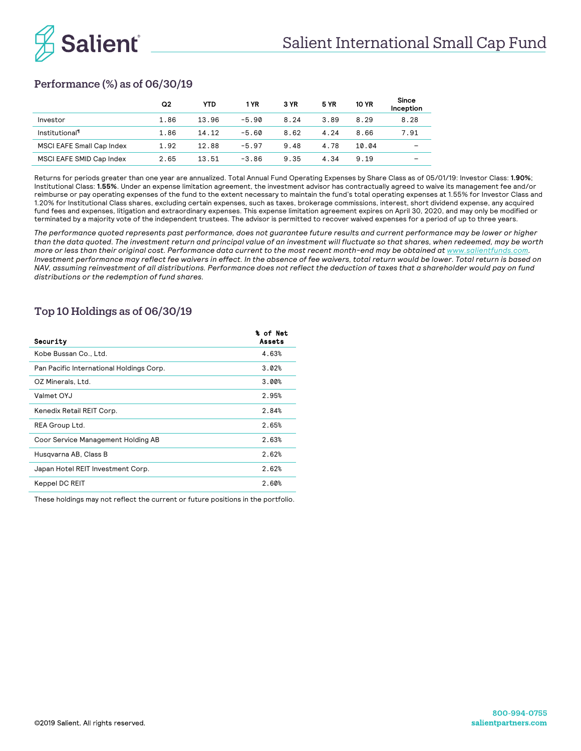## Performance (%) as of 06/30/19

| | Q2 | YTD | 1 YR | 3 YR | 5 YR | 10 YR | Since Inception |
|---|---|---|---|---|---|---|---|
| Investor | 1.86 | 13.96 | -5.90 | 8.24 | 3.89 | 8.29 | 8.28 |
| Institutional¶ | 1.86 | 14.12 | -5.60 | 8.62 | 4.24 | 8.66 | 7.91 |
| MSCI EAFE Small Cap Index | 1.92 | 12.88 | -5.97 | 9.48 | 4.78 | 10.04 | – |
| MSCI EAFE SMID Cap Index | 2.65 | 13.51 | -3.86 | 9.35 | 4.34 | 9.19 | – |

Returns for periods greater than one year are annualized. Total Annual Fund Operating Expenses by Share Class as of 05/01/19: Investor Class: **1.90%**; Institutional Class: **1.55%**. Under an expense limitation agreement, the investment advisor has contractually agreed to waive its management fee and/or reimburse or pay operating expenses of the fund to the extent necessary to maintain the fund's total operating expenses at 1.55% for Investor Class and 1.20% for Institutional Class shares, excluding certain expenses, such as taxes, brokerage commissions, interest, short dividend expense, any acquired fund fees and expenses, litigation and extraordinary expenses. This expense limitation agreement expires on April 30, 2020, and may only be modified or terminated by a majority vote of the independent trustees. The advisor is permitted to recover waived expenses for a period of up to three years.

*The performance quoted represents past performance, does not guarantee future results and current performance may be lower or higher than the data quoted. The investment return and principal value of an investment will fluctuate so that shares, when redeemed, may be worth more or less than their original cost. Performance data current to the most recent month-end may be obtained at www.salientfunds.com. Investment performance may reflect fee waivers in effect. In the absence of fee waivers, total return would be lower. Total return is based on NAV, assuming reinvestment of all distributions. Performance does not reflect the deduction of taxes that a shareholder would pay on fund distributions or the redemption of fund shares.*

## Top 10 Holdings as of 06/30/19

| Security | % of Net Assets |
|---|---|
| Kobe Bussan Co., Ltd. | 4.63% |
| Pan Pacific International Holdings Corp. | 3.02% |
| OZ Minerals, Ltd. | 3.00% |
| Valmet OYJ | 2.95% |
| Kenedix Retail REIT Corp. | 2.84% |
| REA Group Ltd. | 2.65% |
| Coor Service Management Holding AB | 2.63% |
| Husqvarna AB, Class B | 2.62% |
| Japan Hotel REIT Investment Corp. | 2.62% |
| Keppel DC REIT | 2.60% |

These holdings may not reflect the current or future positions in the portfolio.

©2019 Salient. All rights reserved.

800-994-0755
salientpartners.com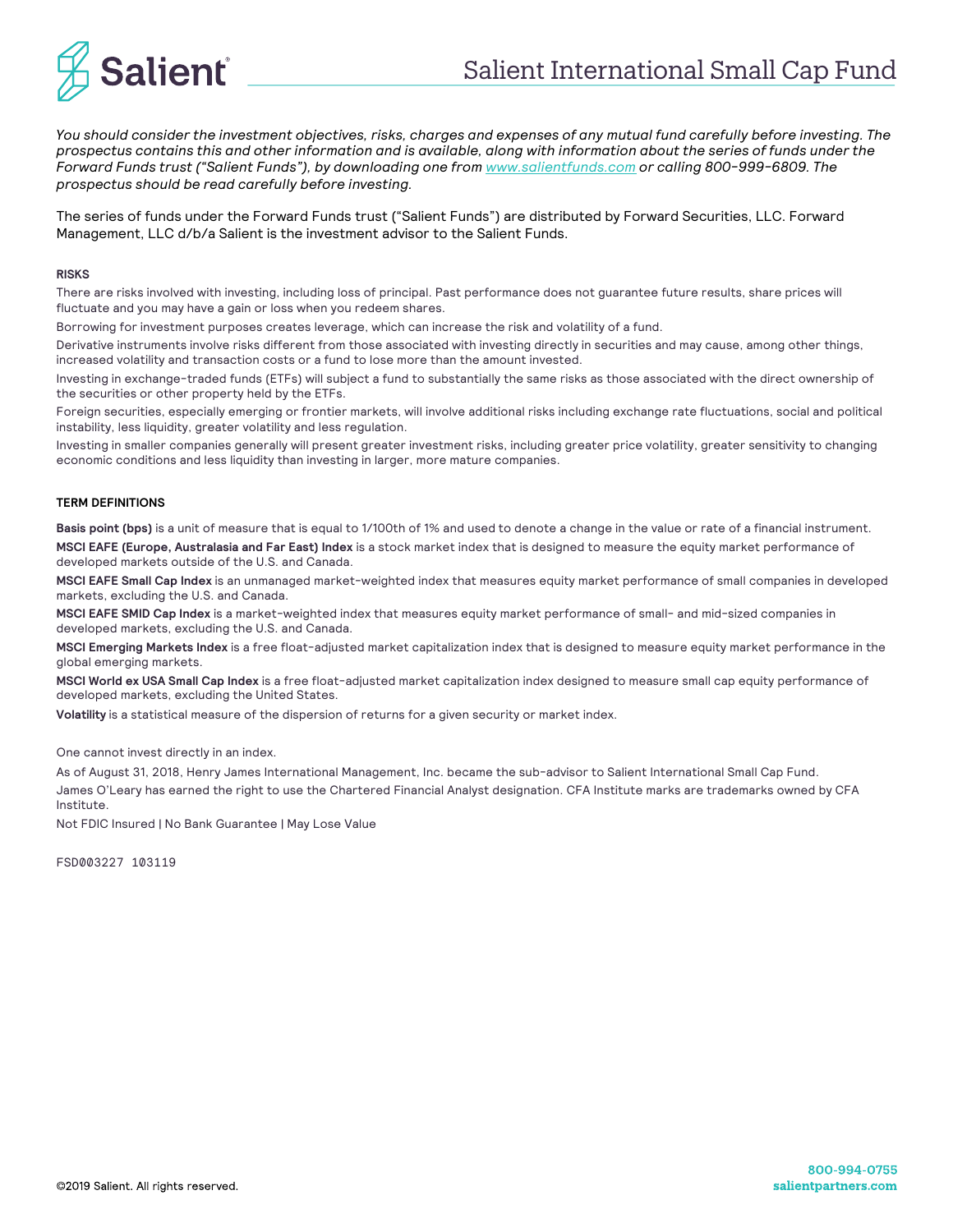Salient International Small Cap Fund

*You should consider the investment objectives, risks, charges and expenses of any mutual fund carefully before investing. The prospectus contains this and other information and is available, along with information about the series of funds under the Forward Funds trust ("Salient Funds"), by downloading one from [www.salientfunds.com](http://www.salientfunds.com) or calling 800-999-6809. The prospectus should be read carefully before investing.*

The series of funds under the Forward Funds trust ("Salient Funds") are distributed by Forward Securities, LLC. Forward Management, LLC d/b/a Salient is the investment advisor to the Salient Funds.

**RISKS**

There are risks involved with investing, including loss of principal. Past performance does not guarantee future results, share prices will fluctuate and you may have a gain or loss when you redeem shares.

Borrowing for investment purposes creates leverage, which can increase the risk and volatility of a fund.

Derivative instruments involve risks different from those associated with investing directly in securities and may cause, among other things, increased volatility and transaction costs or a fund to lose more than the amount invested.

Investing in exchange-traded funds (ETFs) will subject a fund to substantially the same risks as those associated with the direct ownership of the securities or other property held by the ETFs.

Foreign securities, especially emerging or frontier markets, will involve additional risks including exchange rate fluctuations, social and political instability, less liquidity, greater volatility and less regulation.

Investing in smaller companies generally will present greater investment risks, including greater price volatility, greater sensitivity to changing economic conditions and less liquidity than investing in larger, more mature companies.

**TERM DEFINITIONS**

**Basis point (bps)** is a unit of measure that is equal to 1/100th of 1% and used to denote a change in the value or rate of a financial instrument.

**MSCI EAFE (Europe, Australasia and Far East) Index** is a stock market index that is designed to measure the equity market performance of developed markets outside of the U.S. and Canada.

**MSCI EAFE Small Cap Index** is an unmanaged market-weighted index that measures equity market performance of small companies in developed markets, excluding the U.S. and Canada.

**MSCI EAFE SMID Cap Index** is a market-weighted index that measures equity market performance of small- and mid-sized companies in developed markets, excluding the U.S. and Canada.

**MSCI Emerging Markets Index** is a free float-adjusted market capitalization index that is designed to measure equity market performance in the global emerging markets.

**MSCI World ex USA Small Cap Index** is a free float-adjusted market capitalization index designed to measure small cap equity performance of developed markets, excluding the United States.

**Volatility** is a statistical measure of the dispersion of returns for a given security or market index.

One cannot invest directly in an index.

As of August 31, 2018, Henry James International Management, Inc. became the sub-advisor to Salient International Small Cap Fund.

James O'Leary has earned the right to use the Chartered Financial Analyst designation. CFA Institute marks are trademarks owned by CFA Institute.

Not FDIC Insured | No Bank Guarantee | May Lose Value

FSD003227 103119

©2019 Salient. All rights reserved.

800-994-0755
salientpartners.com